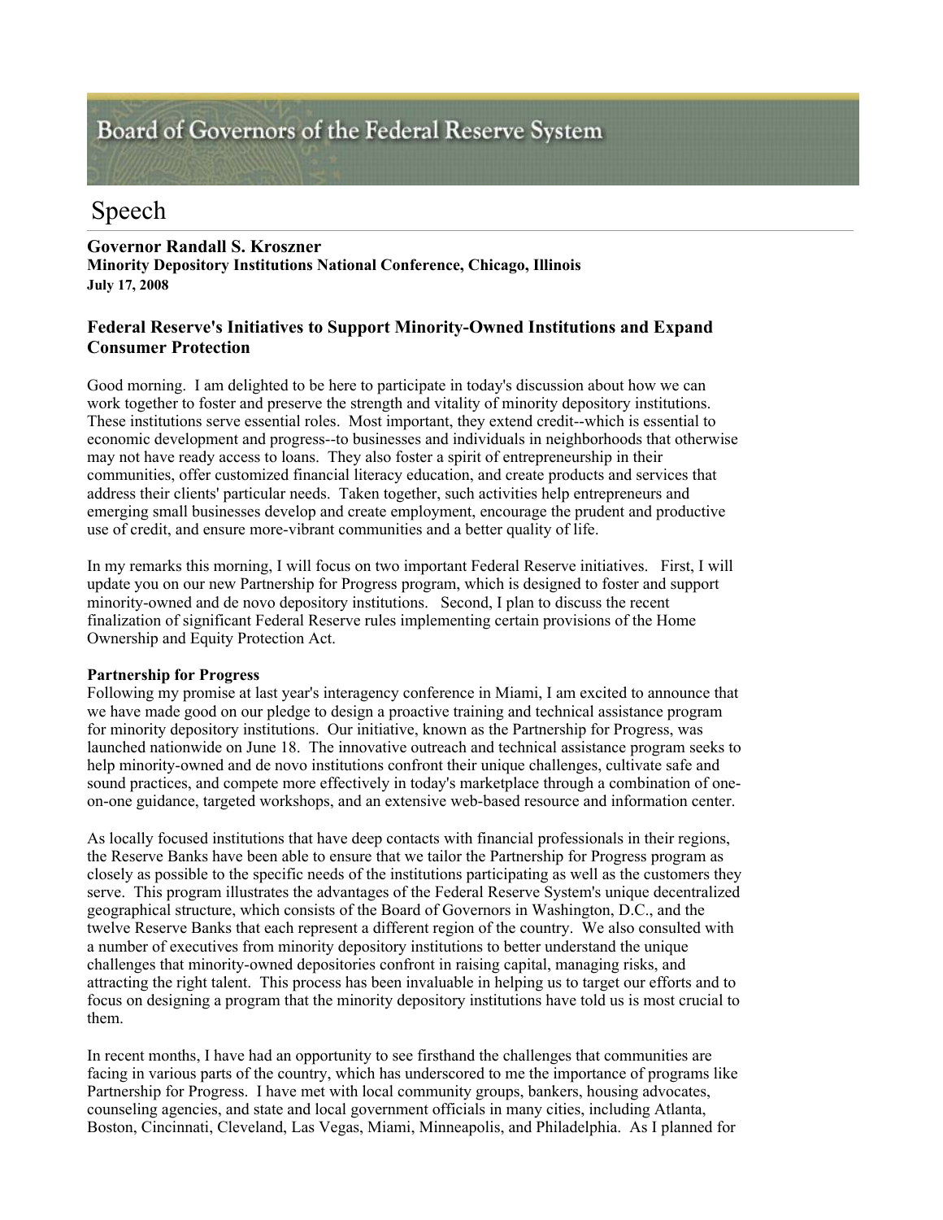# Board of Governors of the Federal Reserve System

## Speech

**Governor Randall S. Kroszner**
**Minority Depository Institutions National Conference, Chicago, Illinois**
**July 17, 2008**

### Federal Reserve's Initiatives to Support Minority-Owned Institutions and Expand Consumer Protection

Good morning. I am delighted to be here to participate in today's discussion about how we can work together to foster and preserve the strength and vitality of minority depository institutions. These institutions serve essential roles. Most important, they extend credit--which is essential to economic development and progress--to businesses and individuals in neighborhoods that otherwise may not have ready access to loans. They also foster a spirit of entrepreneurship in their communities, offer customized financial literacy education, and create products and services that address their clients' particular needs. Taken together, such activities help entrepreneurs and emerging small businesses develop and create employment, encourage the prudent and productive use of credit, and ensure more-vibrant communities and a better quality of life.

In my remarks this morning, I will focus on two important Federal Reserve initiatives. First, I will update you on our new Partnership for Progress program, which is designed to foster and support minority-owned and de novo depository institutions. Second, I plan to discuss the recent finalization of significant Federal Reserve rules implementing certain provisions of the Home Ownership and Equity Protection Act.

**Partnership for Progress**

Following my promise at last year's interagency conference in Miami, I am excited to announce that we have made good on our pledge to design a proactive training and technical assistance program for minority depository institutions. Our initiative, known as the Partnership for Progress, was launched nationwide on June 18. The innovative outreach and technical assistance program seeks to help minority-owned and de novo institutions confront their unique challenges, cultivate safe and sound practices, and compete more effectively in today's marketplace through a combination of one-on-one guidance, targeted workshops, and an extensive web-based resource and information center.

As locally focused institutions that have deep contacts with financial professionals in their regions, the Reserve Banks have been able to ensure that we tailor the Partnership for Progress program as closely as possible to the specific needs of the institutions participating as well as the customers they serve. This program illustrates the advantages of the Federal Reserve System's unique decentralized geographical structure, which consists of the Board of Governors in Washington, D.C., and the twelve Reserve Banks that each represent a different region of the country. We also consulted with a number of executives from minority depository institutions to better understand the unique challenges that minority-owned depositories confront in raising capital, managing risks, and attracting the right talent. This process has been invaluable in helping us to target our efforts and to focus on designing a program that the minority depository institutions have told us is most crucial to them.

In recent months, I have had an opportunity to see firsthand the challenges that communities are facing in various parts of the country, which has underscored to me the importance of programs like Partnership for Progress. I have met with local community groups, bankers, housing advocates, counseling agencies, and state and local government officials in many cities, including Atlanta, Boston, Cincinnati, Cleveland, Las Vegas, Miami, Minneapolis, and Philadelphia. As I planned for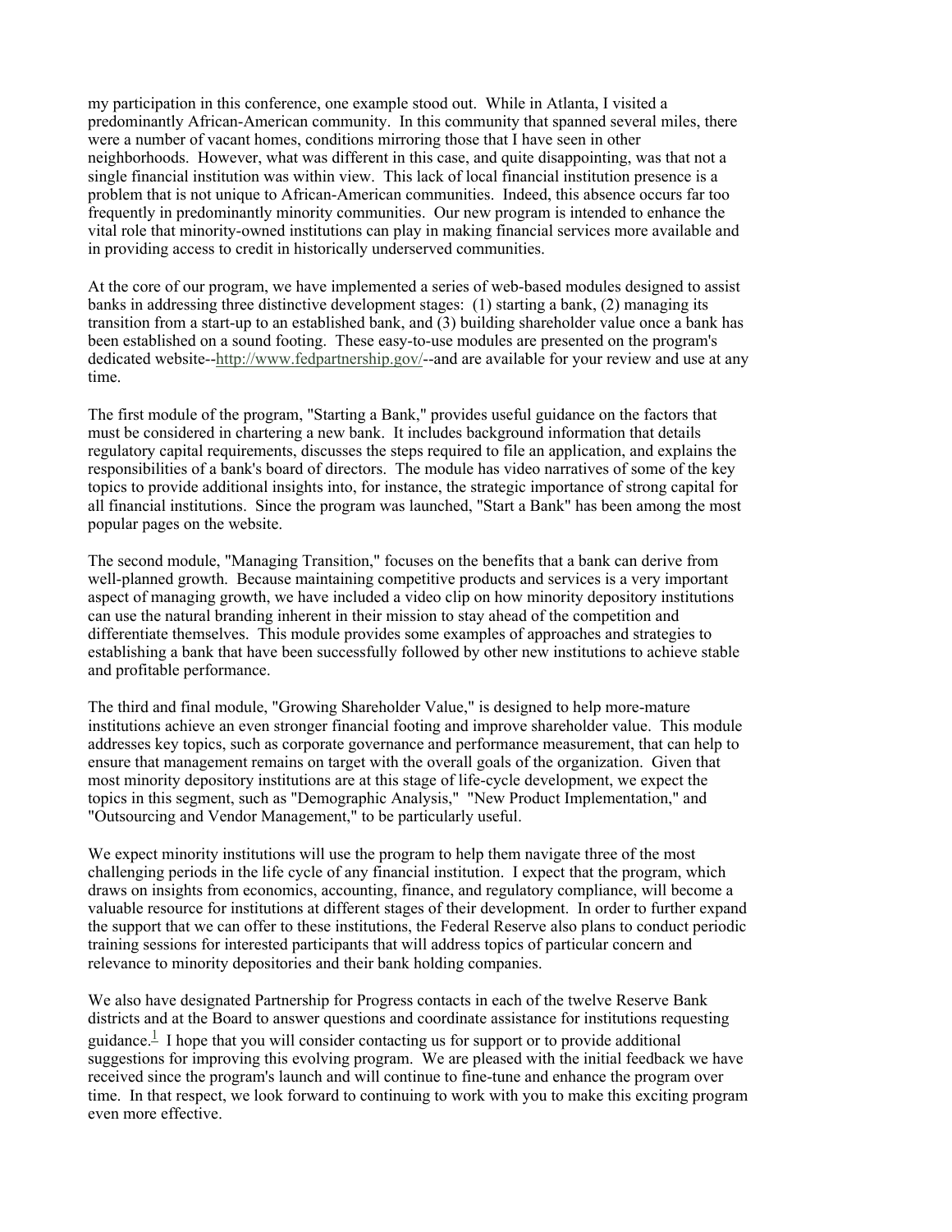my participation in this conference, one example stood out. While in Atlanta, I visited a predominantly African-American community. In this community that spanned several miles, there were a number of vacant homes, conditions mirroring those that I have seen in other neighborhoods. However, what was different in this case, and quite disappointing, was that not a single financial institution was within view. This lack of local financial institution presence is a problem that is not unique to African-American communities. Indeed, this absence occurs far too frequently in predominantly minority communities. Our new program is intended to enhance the vital role that minority-owned institutions can play in making financial services more available and in providing access to credit in historically underserved communities.

At the core of our program, we have implemented a series of web-based modules designed to assist banks in addressing three distinctive development stages: (1) starting a bank, (2) managing its transition from a start-up to an established bank, and (3) building shareholder value once a bank has been established on a sound footing. These easy-to-use modules are presented on the program's dedicated website--http://www.fedpartnership.gov/--and are available for your review and use at any time.

The first module of the program, "Starting a Bank," provides useful guidance on the factors that must be considered in chartering a new bank. It includes background information that details regulatory capital requirements, discusses the steps required to file an application, and explains the responsibilities of a bank's board of directors. The module has video narratives of some of the key topics to provide additional insights into, for instance, the strategic importance of strong capital for all financial institutions. Since the program was launched, "Start a Bank" has been among the most popular pages on the website.

The second module, "Managing Transition," focuses on the benefits that a bank can derive from well-planned growth. Because maintaining competitive products and services is a very important aspect of managing growth, we have included a video clip on how minority depository institutions can use the natural branding inherent in their mission to stay ahead of the competition and differentiate themselves. This module provides some examples of approaches and strategies to establishing a bank that have been successfully followed by other new institutions to achieve stable and profitable performance.

The third and final module, "Growing Shareholder Value," is designed to help more-mature institutions achieve an even stronger financial footing and improve shareholder value. This module addresses key topics, such as corporate governance and performance measurement, that can help to ensure that management remains on target with the overall goals of the organization. Given that most minority depository institutions are at this stage of life-cycle development, we expect the topics in this segment, such as "Demographic Analysis," "New Product Implementation," and "Outsourcing and Vendor Management," to be particularly useful.

We expect minority institutions will use the program to help them navigate three of the most challenging periods in the life cycle of any financial institution. I expect that the program, which draws on insights from economics, accounting, finance, and regulatory compliance, will become a valuable resource for institutions at different stages of their development. In order to further expand the support that we can offer to these institutions, the Federal Reserve also plans to conduct periodic training sessions for interested participants that will address topics of particular concern and relevance to minority depositories and their bank holding companies.

We also have designated Partnership for Progress contacts in each of the twelve Reserve Bank districts and at the Board to answer questions and coordinate assistance for institutions requesting guidance.[1] I hope that you will consider contacting us for support or to provide additional suggestions for improving this evolving program. We are pleased with the initial feedback we have received since the program's launch and will continue to fine-tune and enhance the program over time. In that respect, we look forward to continuing to work with you to make this exciting program even more effective.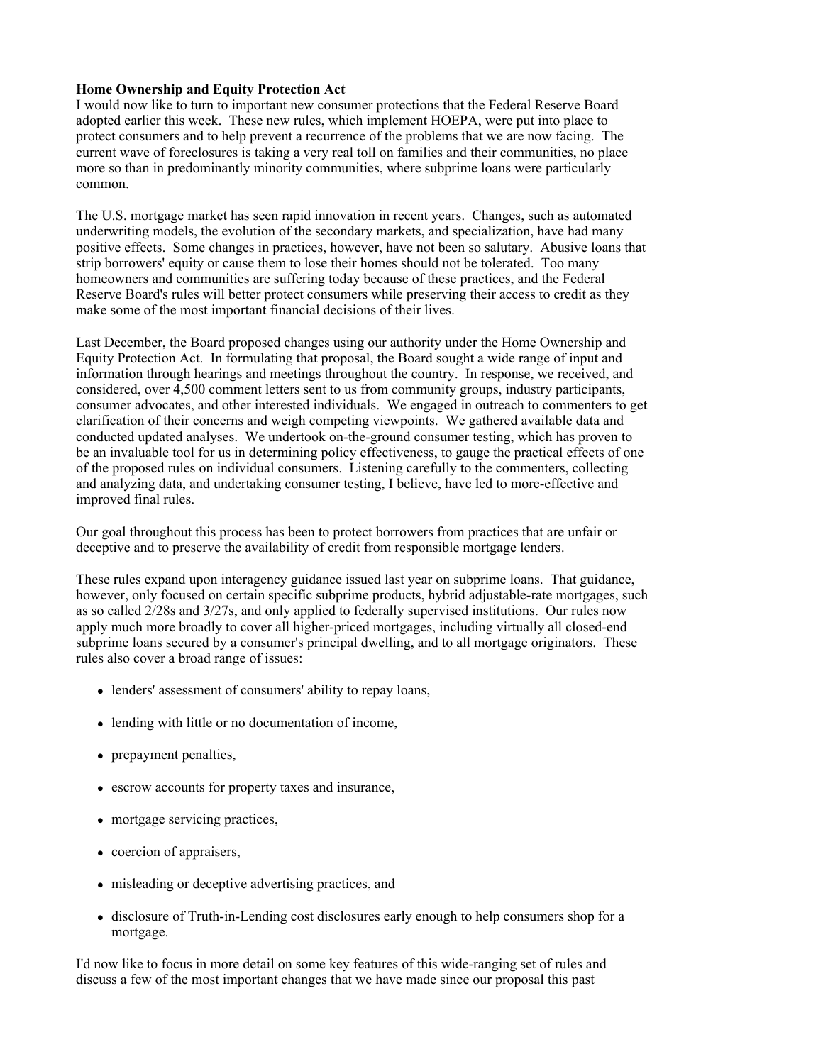**Home Ownership and Equity Protection Act**

I would now like to turn to important new consumer protections that the Federal Reserve Board adopted earlier this week. These new rules, which implement HOEPA, were put into place to protect consumers and to help prevent a recurrence of the problems that we are now facing. The current wave of foreclosures is taking a very real toll on families and their communities, no place more so than in predominantly minority communities, where subprime loans were particularly common.

The U.S. mortgage market has seen rapid innovation in recent years. Changes, such as automated underwriting models, the evolution of the secondary markets, and specialization, have had many positive effects. Some changes in practices, however, have not been so salutary. Abusive loans that strip borrowers' equity or cause them to lose their homes should not be tolerated. Too many homeowners and communities are suffering today because of these practices, and the Federal Reserve Board's rules will better protect consumers while preserving their access to credit as they make some of the most important financial decisions of their lives.

Last December, the Board proposed changes using our authority under the Home Ownership and Equity Protection Act. In formulating that proposal, the Board sought a wide range of input and information through hearings and meetings throughout the country. In response, we received, and considered, over 4,500 comment letters sent to us from community groups, industry participants, consumer advocates, and other interested individuals. We engaged in outreach to commenters to get clarification of their concerns and weigh competing viewpoints. We gathered available data and conducted updated analyses. We undertook on-the-ground consumer testing, which has proven to be an invaluable tool for us in determining policy effectiveness, to gauge the practical effects of one of the proposed rules on individual consumers. Listening carefully to the commenters, collecting and analyzing data, and undertaking consumer testing, I believe, have led to more-effective and improved final rules.

Our goal throughout this process has been to protect borrowers from practices that are unfair or deceptive and to preserve the availability of credit from responsible mortgage lenders.

These rules expand upon interagency guidance issued last year on subprime loans. That guidance, however, only focused on certain specific subprime products, hybrid adjustable-rate mortgages, such as so called 2/28s and 3/27s, and only applied to federally supervised institutions. Our rules now apply much more broadly to cover all higher-priced mortgages, including virtually all closed-end subprime loans secured by a consumer's principal dwelling, and to all mortgage originators. These rules also cover a broad range of issues:

- lenders' assessment of consumers' ability to repay loans,
- lending with little or no documentation of income,
- prepayment penalties,
- escrow accounts for property taxes and insurance,
- mortgage servicing practices,
- coercion of appraisers,
- misleading or deceptive advertising practices, and
- disclosure of Truth-in-Lending cost disclosures early enough to help consumers shop for a mortgage.

I'd now like to focus in more detail on some key features of this wide-ranging set of rules and discuss a few of the most important changes that we have made since our proposal this past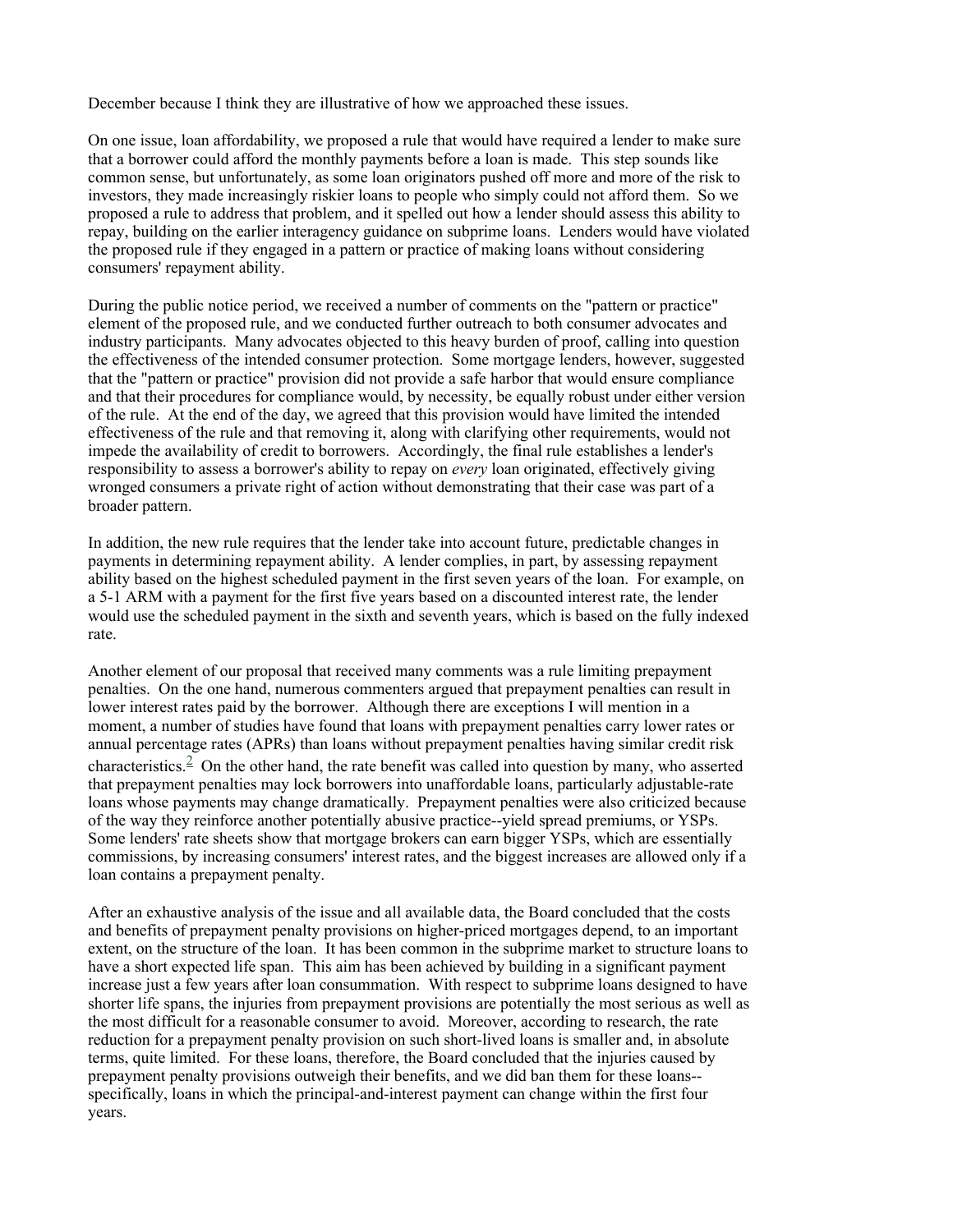December because I think they are illustrative of how we approached these issues.

On one issue, loan affordability, we proposed a rule that would have required a lender to make sure that a borrower could afford the monthly payments before a loan is made. This step sounds like common sense, but unfortunately, as some loan originators pushed off more and more of the risk to investors, they made increasingly riskier loans to people who simply could not afford them. So we proposed a rule to address that problem, and it spelled out how a lender should assess this ability to repay, building on the earlier interagency guidance on subprime loans. Lenders would have violated the proposed rule if they engaged in a pattern or practice of making loans without considering consumers' repayment ability.

During the public notice period, we received a number of comments on the "pattern or practice" element of the proposed rule, and we conducted further outreach to both consumer advocates and industry participants. Many advocates objected to this heavy burden of proof, calling into question the effectiveness of the intended consumer protection. Some mortgage lenders, however, suggested that the "pattern or practice" provision did not provide a safe harbor that would ensure compliance and that their procedures for compliance would, by necessity, be equally robust under either version of the rule. At the end of the day, we agreed that this provision would have limited the intended effectiveness of the rule and that removing it, along with clarifying other requirements, would not impede the availability of credit to borrowers. Accordingly, the final rule establishes a lender's responsibility to assess a borrower's ability to repay on *every* loan originated, effectively giving wronged consumers a private right of action without demonstrating that their case was part of a broader pattern.

In addition, the new rule requires that the lender take into account future, predictable changes in payments in determining repayment ability. A lender complies, in part, by assessing repayment ability based on the highest scheduled payment in the first seven years of the loan. For example, on a 5-1 ARM with a payment for the first five years based on a discounted interest rate, the lender would use the scheduled payment in the sixth and seventh years, which is based on the fully indexed rate.

Another element of our proposal that received many comments was a rule limiting prepayment penalties. On the one hand, numerous commenters argued that prepayment penalties can result in lower interest rates paid by the borrower. Although there are exceptions I will mention in a moment, a number of studies have found that loans with prepayment penalties carry lower rates or annual percentage rates (APRs) than loans without prepayment penalties having similar credit risk characteristics.[2] On the other hand, the rate benefit was called into question by many, who asserted that prepayment penalties may lock borrowers into unaffordable loans, particularly adjustable-rate loans whose payments may change dramatically. Prepayment penalties were also criticized because of the way they reinforce another potentially abusive practice--yield spread premiums, or YSPs. Some lenders' rate sheets show that mortgage brokers can earn bigger YSPs, which are essentially commissions, by increasing consumers' interest rates, and the biggest increases are allowed only if a loan contains a prepayment penalty.

After an exhaustive analysis of the issue and all available data, the Board concluded that the costs and benefits of prepayment penalty provisions on higher-priced mortgages depend, to an important extent, on the structure of the loan. It has been common in the subprime market to structure loans to have a short expected life span. This aim has been achieved by building in a significant payment increase just a few years after loan consummation. With respect to subprime loans designed to have shorter life spans, the injuries from prepayment provisions are potentially the most serious as well as the most difficult for a reasonable consumer to avoid. Moreover, according to research, the rate reduction for a prepayment penalty provision on such short-lived loans is smaller and, in absolute terms, quite limited. For these loans, therefore, the Board concluded that the injuries caused by prepayment penalty provisions outweigh their benefits, and we did ban them for these loans--specifically, loans in which the principal-and-interest payment can change within the first four years.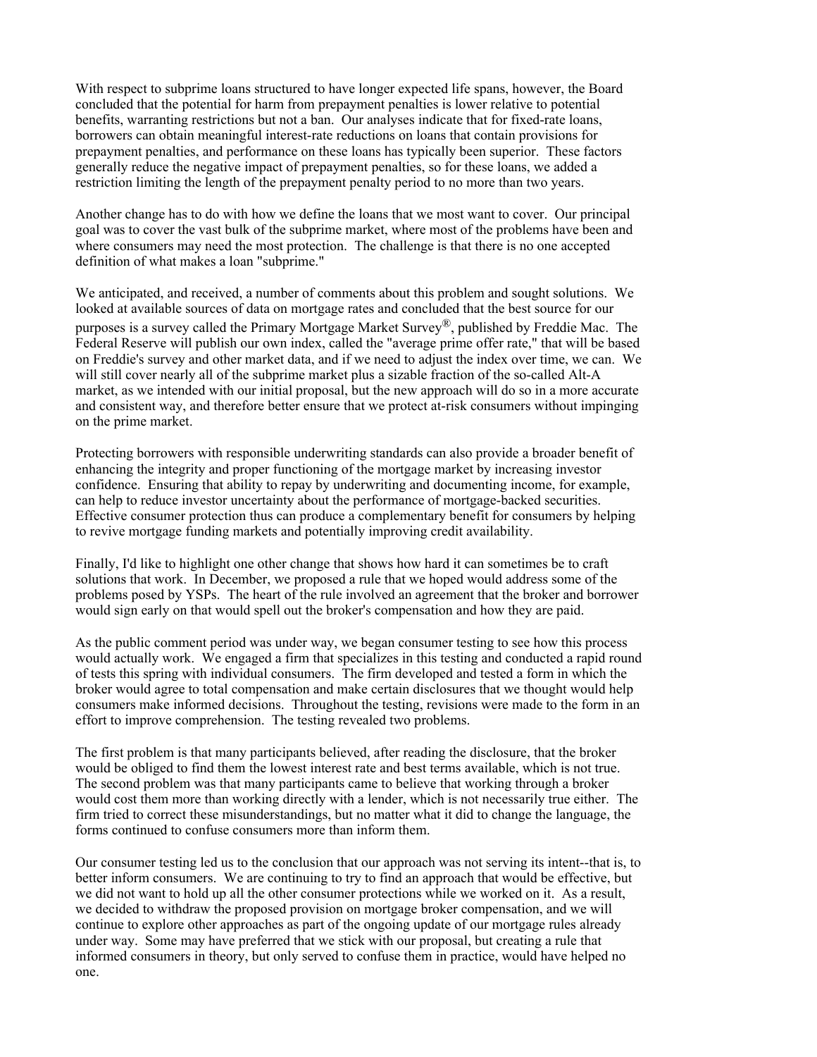With respect to subprime loans structured to have longer expected life spans, however, the Board concluded that the potential for harm from prepayment penalties is lower relative to potential benefits, warranting restrictions but not a ban. Our analyses indicate that for fixed-rate loans, borrowers can obtain meaningful interest-rate reductions on loans that contain provisions for prepayment penalties, and performance on these loans has typically been superior. These factors generally reduce the negative impact of prepayment penalties, so for these loans, we added a restriction limiting the length of the prepayment penalty period to no more than two years.

Another change has to do with how we define the loans that we most want to cover. Our principal goal was to cover the vast bulk of the subprime market, where most of the problems have been and where consumers may need the most protection. The challenge is that there is no one accepted definition of what makes a loan "subprime."

We anticipated, and received, a number of comments about this problem and sought solutions. We looked at available sources of data on mortgage rates and concluded that the best source for our purposes is a survey called the Primary Mortgage Market Survey®, published by Freddie Mac. The Federal Reserve will publish our own index, called the "average prime offer rate," that will be based on Freddie's survey and other market data, and if we need to adjust the index over time, we can. We will still cover nearly all of the subprime market plus a sizable fraction of the so-called Alt-A market, as we intended with our initial proposal, but the new approach will do so in a more accurate and consistent way, and therefore better ensure that we protect at-risk consumers without impinging on the prime market.

Protecting borrowers with responsible underwriting standards can also provide a broader benefit of enhancing the integrity and proper functioning of the mortgage market by increasing investor confidence. Ensuring that ability to repay by underwriting and documenting income, for example, can help to reduce investor uncertainty about the performance of mortgage-backed securities. Effective consumer protection thus can produce a complementary benefit for consumers by helping to revive mortgage funding markets and potentially improving credit availability.

Finally, I'd like to highlight one other change that shows how hard it can sometimes be to craft solutions that work. In December, we proposed a rule that we hoped would address some of the problems posed by YSPs. The heart of the rule involved an agreement that the broker and borrower would sign early on that would spell out the broker's compensation and how they are paid.

As the public comment period was under way, we began consumer testing to see how this process would actually work. We engaged a firm that specializes in this testing and conducted a rapid round of tests this spring with individual consumers. The firm developed and tested a form in which the broker would agree to total compensation and make certain disclosures that we thought would help consumers make informed decisions. Throughout the testing, revisions were made to the form in an effort to improve comprehension. The testing revealed two problems.

The first problem is that many participants believed, after reading the disclosure, that the broker would be obliged to find them the lowest interest rate and best terms available, which is not true. The second problem was that many participants came to believe that working through a broker would cost them more than working directly with a lender, which is not necessarily true either. The firm tried to correct these misunderstandings, but no matter what it did to change the language, the forms continued to confuse consumers more than inform them.

Our consumer testing led us to the conclusion that our approach was not serving its intent--that is, to better inform consumers. We are continuing to try to find an approach that would be effective, but we did not want to hold up all the other consumer protections while we worked on it. As a result, we decided to withdraw the proposed provision on mortgage broker compensation, and we will continue to explore other approaches as part of the ongoing update of our mortgage rules already under way. Some may have preferred that we stick with our proposal, but creating a rule that informed consumers in theory, but only served to confuse them in practice, would have helped no one.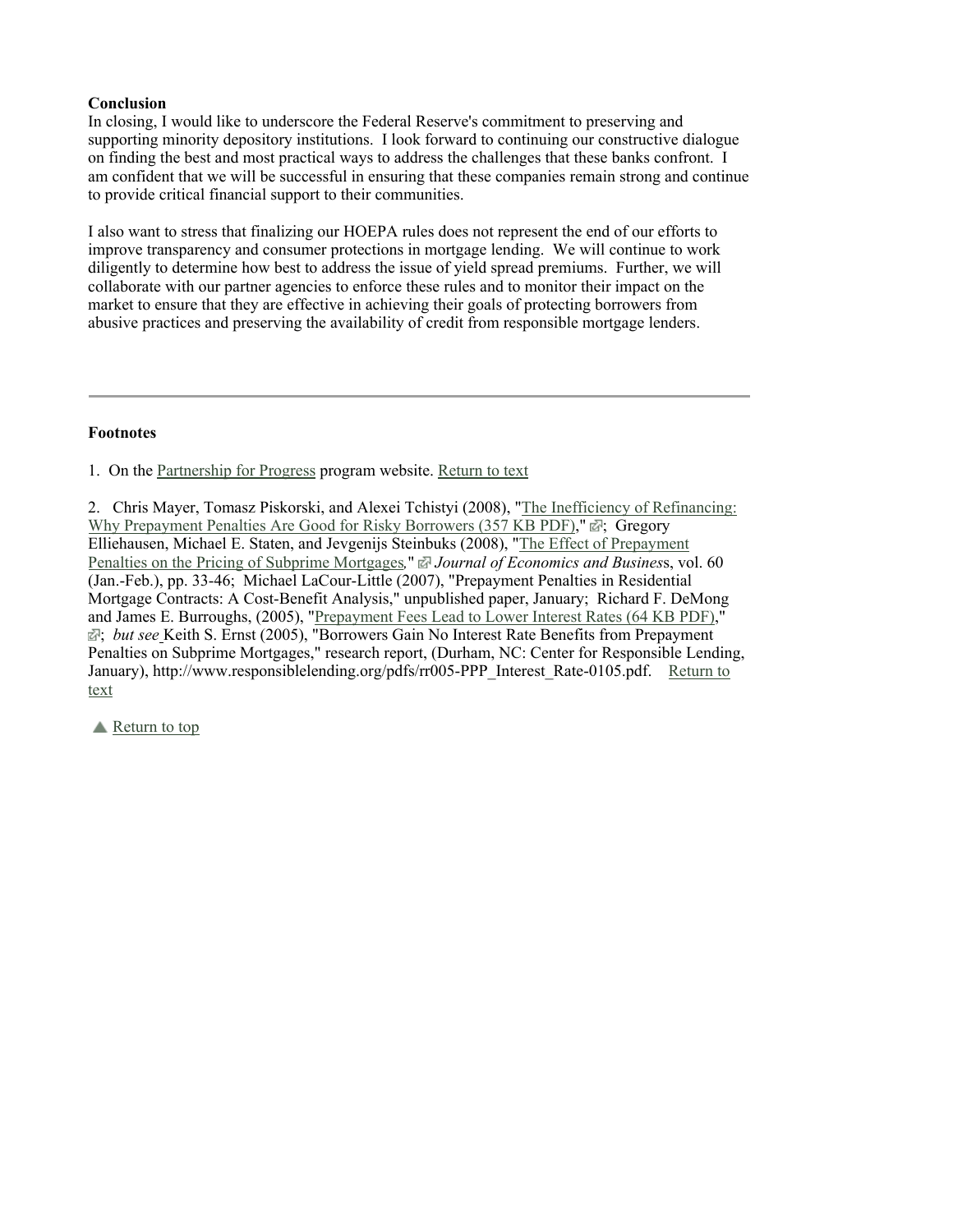**Conclusion**

In closing, I would like to underscore the Federal Reserve's commitment to preserving and supporting minority depository institutions. I look forward to continuing our constructive dialogue on finding the best and most practical ways to address the challenges that these banks confront. I am confident that we will be successful in ensuring that these companies remain strong and continue to provide critical financial support to their communities.

I also want to stress that finalizing our HOEPA rules does not represent the end of our efforts to improve transparency and consumer protections in mortgage lending. We will continue to work diligently to determine how best to address the issue of yield spread premiums. Further, we will collaborate with our partner agencies to enforce these rules and to monitor their impact on the market to ensure that they are effective in achieving their goals of protecting borrowers from abusive practices and preserving the availability of credit from responsible mortgage lenders.

---

**Footnotes**

1. On the Partnership for Progress program website. Return to text

2. Chris Mayer, Tomasz Piskorski, and Alexei Tchistyi (2008), "The Inefficiency of Refinancing: Why Prepayment Penalties Are Good for Risky Borrowers (357 KB PDF),"; Gregory Elliehausen, Michael E. Staten, and Jevgenijs Steinbuks (2008), "The Effect of Prepayment Penalties on the Pricing of Subprime Mortgages," *Journal of Economics and Business*, vol. 60 (Jan.-Feb.), pp. 33-46; Michael LaCour-Little (2007), "Prepayment Penalties in Residential Mortgage Contracts: A Cost-Benefit Analysis," unpublished paper, January; Richard F. DeMong and James E. Burroughs, (2005), "Prepayment Fees Lead to Lower Interest Rates (64 KB PDF),"; *but see* Keith S. Ernst (2005), "Borrowers Gain No Interest Rate Benefits from Prepayment Penalties on Subprime Mortgages," research report, (Durham, NC: Center for Responsible Lending, January), http://www.responsiblelending.org/pdfs/rr005-PPP_Interest_Rate-0105.pdf. Return to text

▲ Return to top